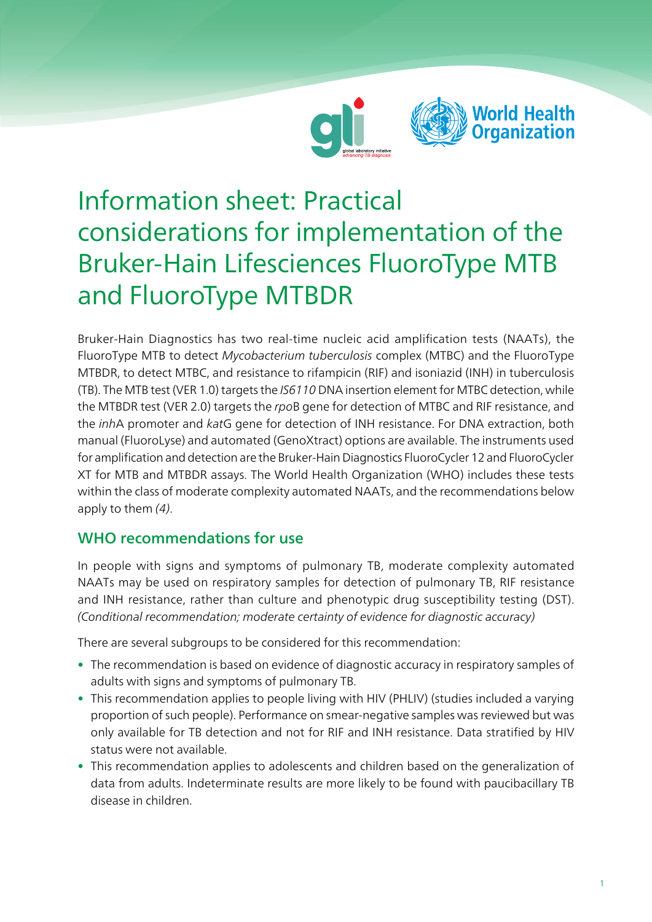# Information sheet: Practical considerations for implementation of the Bruker-Hain Lifesciences FluoroType MTB and FluoroType MTBDR

Bruker-Hain Diagnostics has two real-time nucleic acid amplification tests (NAATs), the FluoroType MTB to detect *Mycobacterium tuberculosis* complex (MTBC) and the FluoroType MTBDR, to detect MTBC, and resistance to rifampicin (RIF) and isoniazid (INH) in tuberculosis (TB). The MTB test (VER 1.0) targets the *IS6110* DNA insertion element for MTBC detection, while the MTBDR test (VER 2.0) targets the *rpo*B gene for detection of MTBC and RIF resistance, and the *inh*A promoter and *kat*G gene for detection of INH resistance. For DNA extraction, both manual (FluoroLyse) and automated (GenoXtract) options are available. The instruments used for amplification and detection are the Bruker-Hain Diagnostics FluoroCycler 12 and FluoroCycler XT for MTB and MTBDR assays. The World Health Organization (WHO) includes these tests within the class of moderate complexity automated NAATs, and the recommendations below apply to them *(4)*.

## WHO recommendations for use

In people with signs and symptoms of pulmonary TB, moderate complexity automated NAATs may be used on respiratory samples for detection of pulmonary TB, RIF resistance and INH resistance, rather than culture and phenotypic drug susceptibility testing (DST). *(Conditional recommendation; moderate certainty of evidence for diagnostic accuracy)*

There are several subgroups to be considered for this recommendation:

- The recommendation is based on evidence of diagnostic accuracy in respiratory samples of adults with signs and symptoms of pulmonary TB.
- This recommendation applies to people living with HIV (PHLIV) (studies included a varying proportion of such people). Performance on smear-negative samples was reviewed but was only available for TB detection and not for RIF and INH resistance. Data stratified by HIV status were not available.
- This recommendation applies to adolescents and children based on the generalization of data from adults. Indeterminate results are more likely to be found with paucibacillary TB disease in children.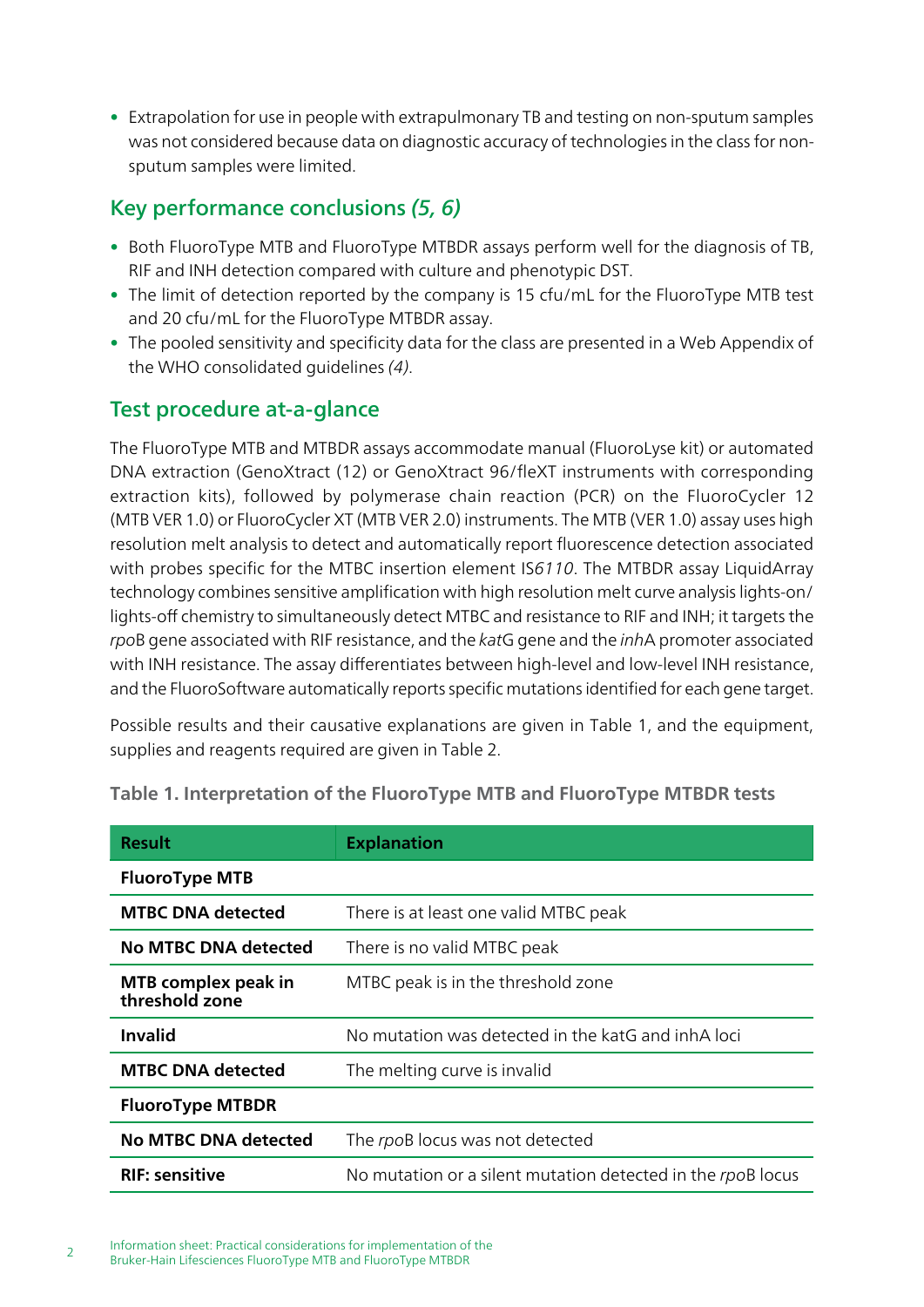- Extrapolation for use in people with extrapulmonary TB and testing on non-sputum samples was not considered because data on diagnostic accuracy of technologies in the class for non-sputum samples were limited.

## Key performance conclusions *(5, 6)*

- Both FluoroType MTB and FluoroType MTBDR assays perform well for the diagnosis of TB, RIF and INH detection compared with culture and phenotypic DST.
- The limit of detection reported by the company is 15 cfu/mL for the FluoroType MTB test and 20 cfu/mL for the FluoroType MTBDR assay.
- The pooled sensitivity and specificity data for the class are presented in a Web Appendix of the WHO consolidated guidelines *(4)*.

## Test procedure at-a-glance

The FluoroType MTB and MTBDR assays accommodate manual (FluoroLyse kit) or automated DNA extraction (GenoXtract (12) or GenoXtract 96/fleXT instruments with corresponding extraction kits), followed by polymerase chain reaction (PCR) on the FluoroCycler 12 (MTB VER 1.0) or FluoroCycler XT (MTB VER 2.0) instruments. The MTB (VER 1.0) assay uses high resolution melt analysis to detect and automatically report fluorescence detection associated with probes specific for the MTBC insertion element IS*6110*. The MTBDR assay LiquidArray technology combines sensitive amplification with high resolution melt curve analysis lights-on/lights-off chemistry to simultaneously detect MTBC and resistance to RIF and INH; it targets the *rpo*B gene associated with RIF resistance, and the *kat*G gene and the *inh*A promoter associated with INH resistance. The assay differentiates between high-level and low-level INH resistance, and the FluoroSoftware automatically reports specific mutations identified for each gene target.

Possible results and their causative explanations are given in Table 1, and the equipment, supplies and reagents required are given in Table 2.

**Table 1. Interpretation of the FluoroType MTB and FluoroType MTBDR tests**

| Result | Explanation |
|---|---|
| **FluoroType MTB** | |
| **MTBC DNA detected** | There is at least one valid MTBC peak |
| **No MTBC DNA detected** | There is no valid MTBC peak |
| **MTB complex peak in threshold zone** | MTBC peak is in the threshold zone |
| **Invalid** | No mutation was detected in the katG and inhA loci |
| **MTBC DNA detected** | The melting curve is invalid |
| **FluoroType MTBDR** | |
| **No MTBC DNA detected** | The *rpo*B locus was not detected |
| **RIF: sensitive** | No mutation or a silent mutation detected in the *rpo*B locus |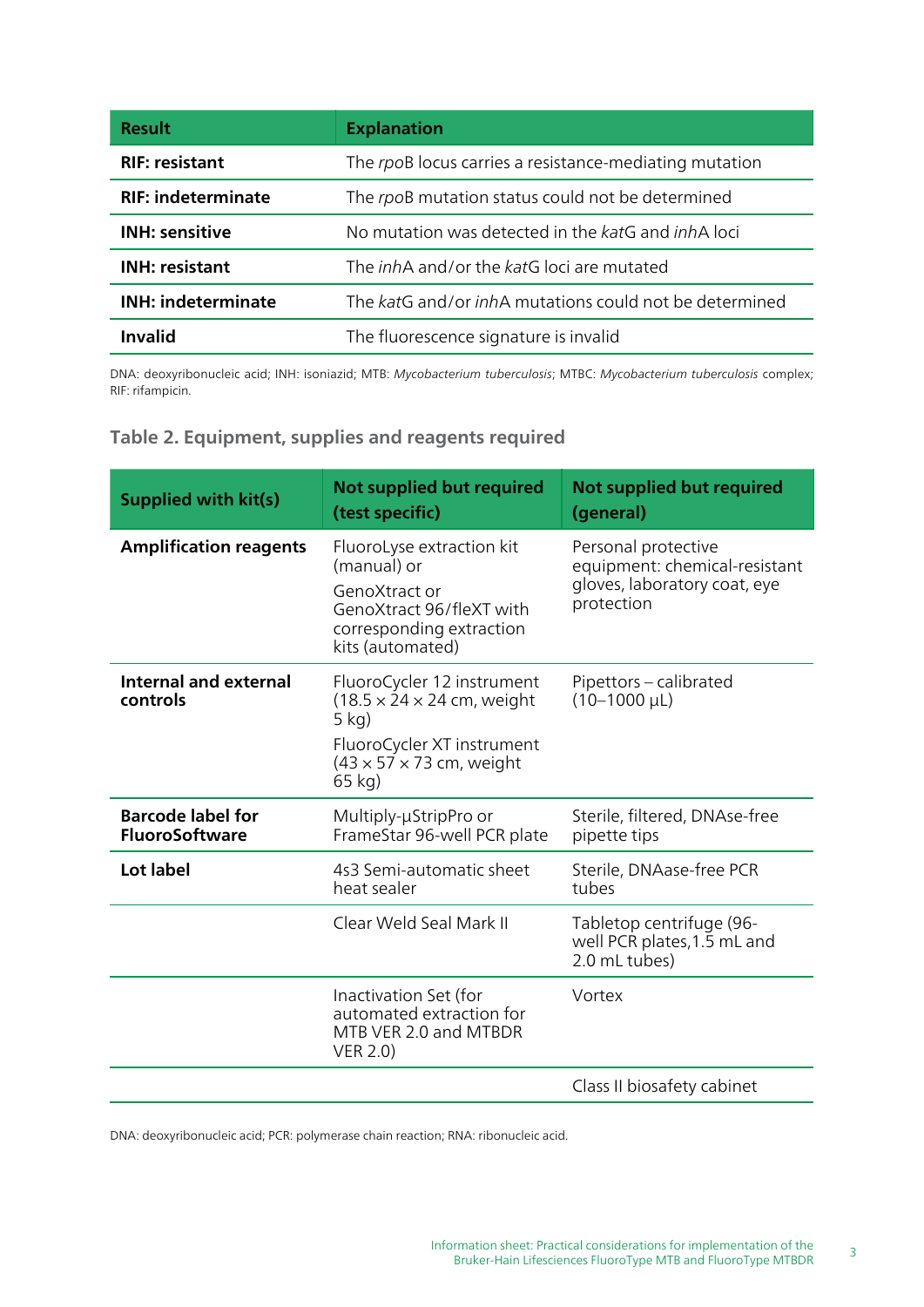| Result | Explanation |
|---|---|
| **RIF: resistant** | The *rpo*B locus carries a resistance-mediating mutation |
| **RIF: indeterminate** | The *rpo*B mutation status could not be determined |
| **INH: sensitive** | No mutation was detected in the *kat*G and *inh*A loci |
| **INH: resistant** | The *inh*A and/or the *kat*G loci are mutated |
| **INH: indeterminate** | The *kat*G and/or *inh*A mutations could not be determined |
| **Invalid** | The fluorescence signature is invalid |

DNA: deoxyribonucleic acid; INH: isoniazid; MTB: *Mycobacterium tuberculosis*; MTBC: *Mycobacterium tuberculosis* complex; RIF: rifampicin.

### Table 2. Equipment, supplies and reagents required

| Supplied with kit(s) | Not supplied but required (test specific) | Not supplied but required (general) |
|---|---|---|
| **Amplification reagents** | FluoroLyse extraction kit (manual) or<br>GenoXtract or GenoXtract 96/fleXT with corresponding extraction kits (automated) | Personal protective equipment: chemical-resistant gloves, laboratory coat, eye protection |
| **Internal and external controls** | FluoroCycler 12 instrument (18.5 × 24 × 24 cm, weight 5 kg)<br>FluoroCycler XT instrument (43 × 57 × 73 cm, weight 65 kg) | Pipettors – calibrated (10–1000 µL) |
| **Barcode label for FluoroSoftware** | Multiply-µStripPro or FrameStar 96-well PCR plate | Sterile, filtered, DNAse-free pipette tips |
| **Lot label** | 4s3 Semi-automatic sheet heat sealer | Sterile, DNAase-free PCR tubes |
| | Clear Weld Seal Mark II | Tabletop centrifuge (96-well PCR plates,1.5 mL and 2.0 mL tubes) |
| | Inactivation Set (for automated extraction for MTB VER 2.0 and MTBDR VER 2.0) | Vortex |
| | | Class II biosafety cabinet |

DNA: deoxyribonucleic acid; PCR: polymerase chain reaction; RNA: ribonucleic acid.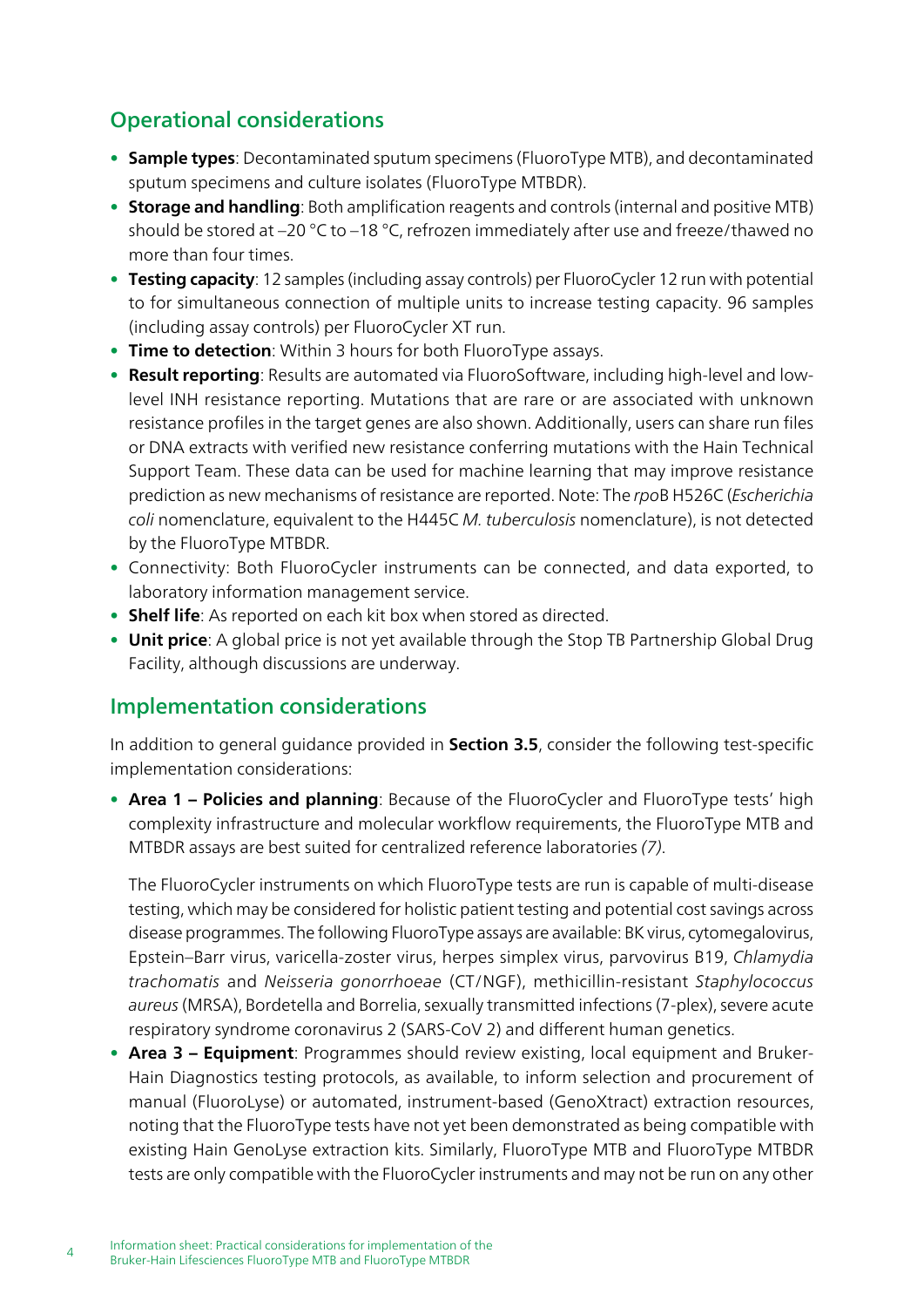## Operational considerations

- **Sample types**: Decontaminated sputum specimens (FluoroType MTB), and decontaminated sputum specimens and culture isolates (FluoroType MTBDR).
- **Storage and handling**: Both amplification reagents and controls (internal and positive MTB) should be stored at −20 °C to −18 °C, refrozen immediately after use and freeze/thawed no more than four times.
- **Testing capacity**: 12 samples (including assay controls) per FluoroCycler 12 run with potential to for simultaneous connection of multiple units to increase testing capacity. 96 samples (including assay controls) per FluoroCycler XT run.
- **Time to detection**: Within 3 hours for both FluoroType assays.
- **Result reporting**: Results are automated via FluoroSoftware, including high-level and low-level INH resistance reporting. Mutations that are rare or are associated with unknown resistance profiles in the target genes are also shown. Additionally, users can share run files or DNA extracts with verified new resistance conferring mutations with the Hain Technical Support Team. These data can be used for machine learning that may improve resistance prediction as new mechanisms of resistance are reported. Note: The *rpo*B H526C (*Escherichia coli* nomenclature, equivalent to the H445C *M. tuberculosis* nomenclature), is not detected by the FluoroType MTBDR.
- Connectivity: Both FluoroCycler instruments can be connected, and data exported, to laboratory information management service.
- **Shelf life**: As reported on each kit box when stored as directed.
- **Unit price**: A global price is not yet available through the Stop TB Partnership Global Drug Facility, although discussions are underway.

## Implementation considerations

In addition to general guidance provided in **Section 3.5**, consider the following test-specific implementation considerations:

- **Area 1 – Policies and planning**: Because of the FluoroCycler and FluoroType tests' high complexity infrastructure and molecular workflow requirements, the FluoroType MTB and MTBDR assays are best suited for centralized reference laboratories *(7)*.

  The FluoroCycler instruments on which FluoroType tests are run is capable of multi-disease testing, which may be considered for holistic patient testing and potential cost savings across disease programmes. The following FluoroType assays are available: BK virus, cytomegalovirus, Epstein–Barr virus, varicella-zoster virus, herpes simplex virus, parvovirus B19, *Chlamydia trachomatis* and *Neisseria gonorrhoeae* (CT/NGF), methicillin-resistant *Staphylococcus aureus* (MRSA), Bordetella and Borrelia, sexually transmitted infections (7-plex), severe acute respiratory syndrome coronavirus 2 (SARS-CoV 2) and different human genetics.
- **Area 3 – Equipment**: Programmes should review existing, local equipment and Bruker-Hain Diagnostics testing protocols, as available, to inform selection and procurement of manual (FluoroLyse) or automated, instrument-based (GenoXtract) extraction resources, noting that the FluoroType tests have not yet been demonstrated as being compatible with existing Hain GenoLyse extraction kits. Similarly, FluoroType MTB and FluoroType MTBDR tests are only compatible with the FluoroCycler instruments and may not be run on any other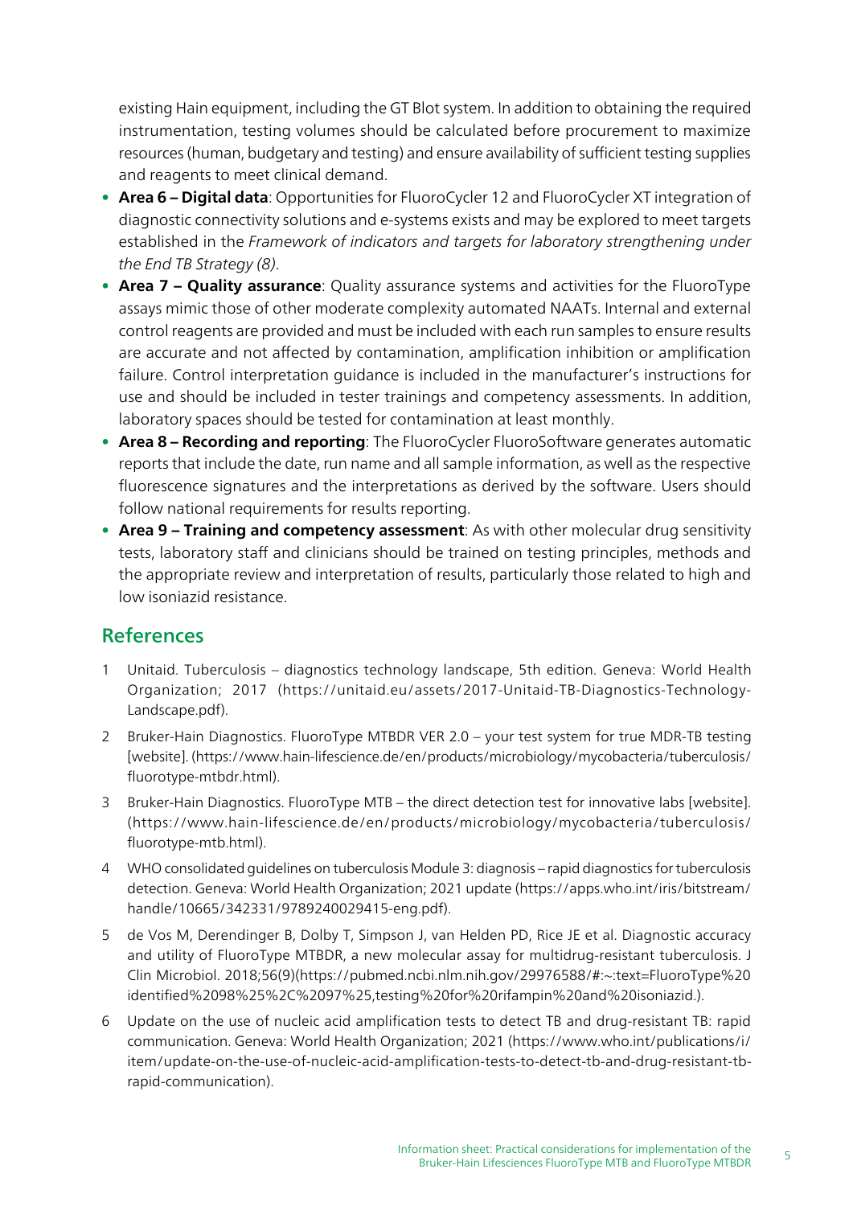existing Hain equipment, including the GT Blot system. In addition to obtaining the required instrumentation, testing volumes should be calculated before procurement to maximize resources (human, budgetary and testing) and ensure availability of sufficient testing supplies and reagents to meet clinical demand.

- **Area 6 – Digital data**: Opportunities for FluoroCycler 12 and FluoroCycler XT integration of diagnostic connectivity solutions and e-systems exists and may be explored to meet targets established in the *Framework of indicators and targets for laboratory strengthening under the End TB Strategy (8)*.
- **Area 7 – Quality assurance**: Quality assurance systems and activities for the FluoroType assays mimic those of other moderate complexity automated NAATs. Internal and external control reagents are provided and must be included with each run samples to ensure results are accurate and not affected by contamination, amplification inhibition or amplification failure. Control interpretation guidance is included in the manufacturer's instructions for use and should be included in tester trainings and competency assessments. In addition, laboratory spaces should be tested for contamination at least monthly.
- **Area 8 – Recording and reporting**: The FluoroCycler FluoroSoftware generates automatic reports that include the date, run name and all sample information, as well as the respective fluorescence signatures and the interpretations as derived by the software. Users should follow national requirements for results reporting.
- **Area 9 – Training and competency assessment**: As with other molecular drug sensitivity tests, laboratory staff and clinicians should be trained on testing principles, methods and the appropriate review and interpretation of results, particularly those related to high and low isoniazid resistance.

## References

1. Unitaid. Tuberculosis – diagnostics technology landscape, 5th edition. Geneva: World Health Organization; 2017 (https://unitaid.eu/assets/2017-Unitaid-TB-Diagnostics-Technology-Landscape.pdf).
2. Bruker-Hain Diagnostics. FluoroType MTBDR VER 2.0 – your test system for true MDR-TB testing [website]. (https://www.hain-lifescience.de/en/products/microbiology/mycobacteria/tuberculosis/fluorotype-mtbdr.html).
3. Bruker-Hain Diagnostics. FluoroType MTB – the direct detection test for innovative labs [website]. (https://www.hain-lifescience.de/en/products/microbiology/mycobacteria/tuberculosis/fluorotype-mtb.html).
4. WHO consolidated guidelines on tuberculosis Module 3: diagnosis – rapid diagnostics for tuberculosis detection. Geneva: World Health Organization; 2021 update (https://apps.who.int/iris/bitstream/handle/10665/342331/9789240029415-eng.pdf).
5. de Vos M, Derendinger B, Dolby T, Simpson J, van Helden PD, Rice JE et al. Diagnostic accuracy and utility of FluoroType MTBDR, a new molecular assay for multidrug-resistant tuberculosis. J Clin Microbiol. 2018;56(9)(https://pubmed.ncbi.nlm.nih.gov/29976588/#:~:text=FluoroType%20identified%2098%25%2C%2097%25,testing%20for%20rifampin%20and%20isoniazid.).
6. Update on the use of nucleic acid amplification tests to detect TB and drug-resistant TB: rapid communication. Geneva: World Health Organization; 2021 (https://www.who.int/publications/i/item/update-on-the-use-of-nucleic-acid-amplification-tests-to-detect-tb-and-drug-resistant-tb-rapid-communication).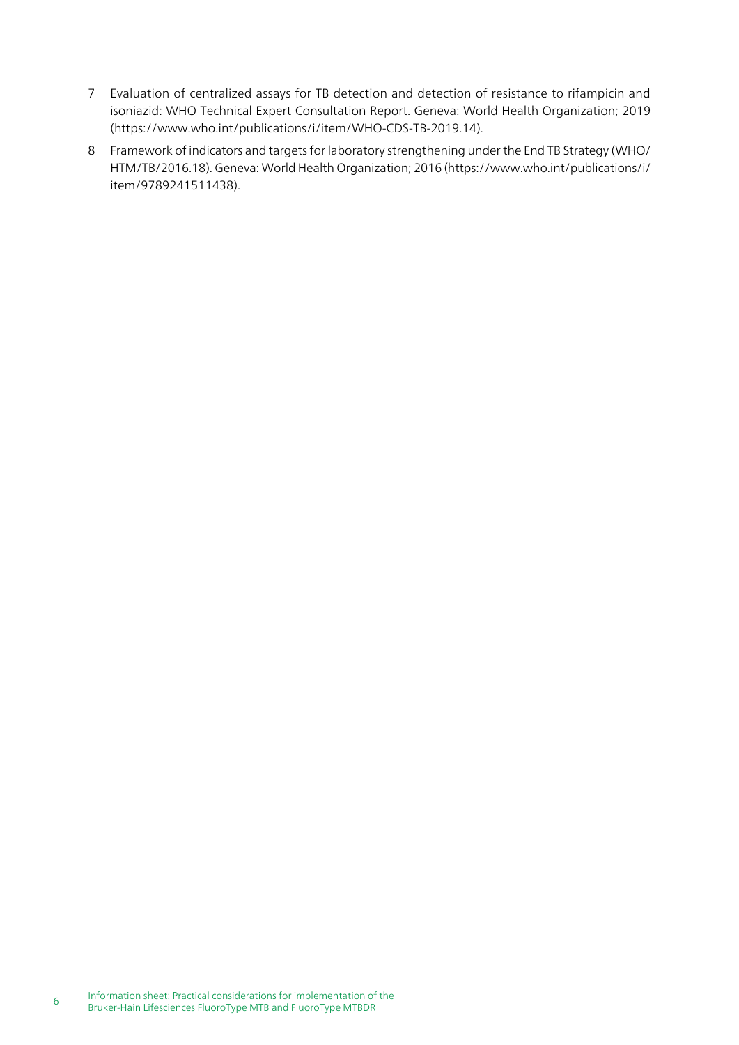7 Evaluation of centralized assays for TB detection and detection of resistance to rifampicin and isoniazid: WHO Technical Expert Consultation Report. Geneva: World Health Organization; 2019 (https://www.who.int/publications/i/item/WHO-CDS-TB-2019.14).

8 Framework of indicators and targets for laboratory strengthening under the End TB Strategy (WHO/HTM/TB/2016.18). Geneva: World Health Organization; 2016 (https://www.who.int/publications/i/item/9789241511438).